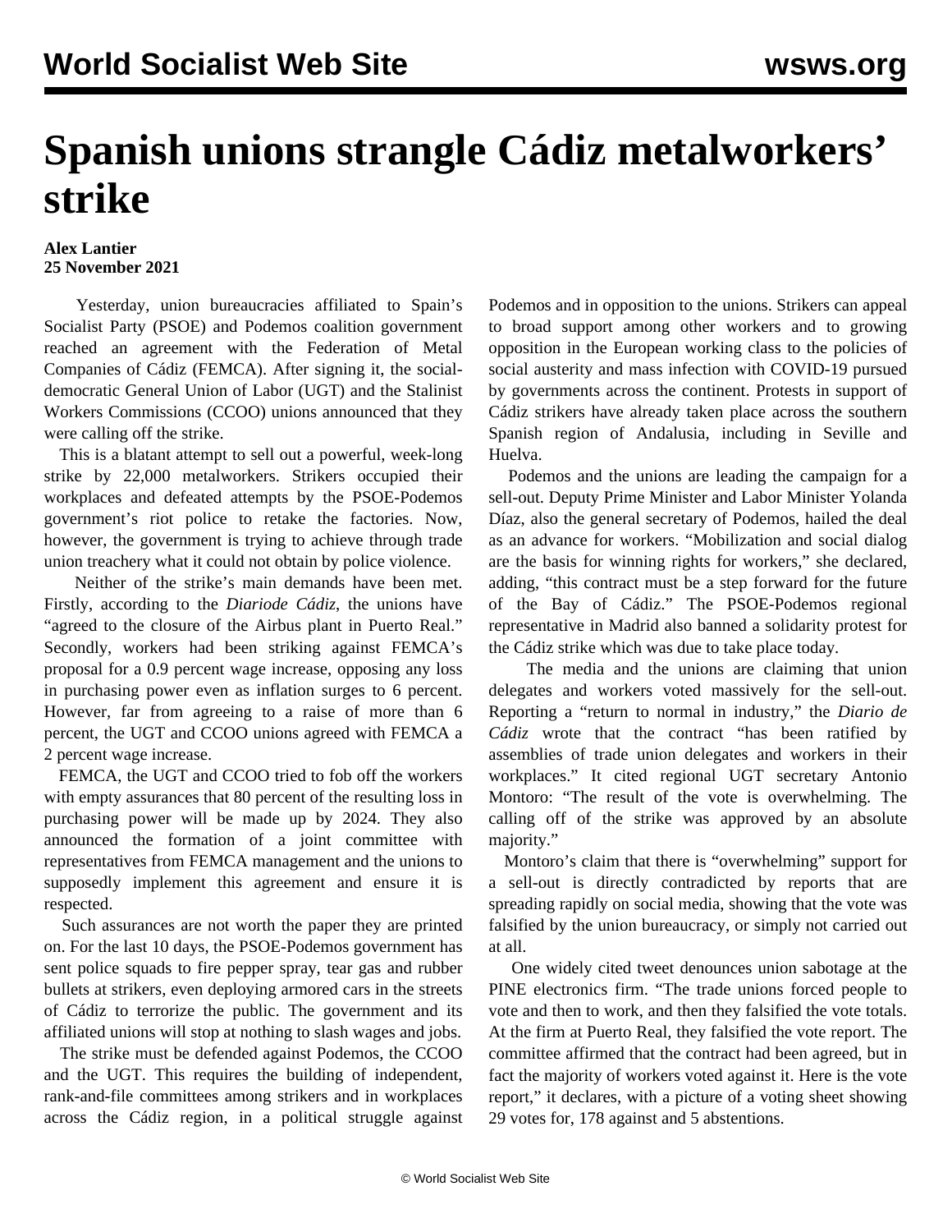# Spanish unions strangle Cádiz metalworkers' strike

**Alex Lantier**
**25 November 2021**

Yesterday, union bureaucracies affiliated to Spain's Socialist Party (PSOE) and Podemos coalition government reached an agreement with the Federation of Metal Companies of Cádiz (FEMCA). After signing it, the social-democratic General Union of Labor (UGT) and the Stalinist Workers Commissions (CCOO) unions announced that they were calling off the strike.

This is a blatant attempt to sell out a powerful, week-long strike by 22,000 metalworkers. Strikers occupied their workplaces and defeated attempts by the PSOE-Podemos government's riot police to retake the factories. Now, however, the government is trying to achieve through trade union treachery what it could not obtain by police violence.

Neither of the strike's main demands have been met. Firstly, according to the *Diariode Cádiz*, the unions have "agreed to the closure of the Airbus plant in Puerto Real." Secondly, workers had been striking against FEMCA's proposal for a 0.9 percent wage increase, opposing any loss in purchasing power even as inflation surges to 6 percent. However, far from agreeing to a raise of more than 6 percent, the UGT and CCOO unions agreed with FEMCA a 2 percent wage increase.

FEMCA, the UGT and CCOO tried to fob off the workers with empty assurances that 80 percent of the resulting loss in purchasing power will be made up by 2024. They also announced the formation of a joint committee with representatives from FEMCA management and the unions to supposedly implement this agreement and ensure it is respected.

Such assurances are not worth the paper they are printed on. For the last 10 days, the PSOE-Podemos government has sent police squads to fire pepper spray, tear gas and rubber bullets at strikers, even deploying armored cars in the streets of Cádiz to terrorize the public. The government and its affiliated unions will stop at nothing to slash wages and jobs.

The strike must be defended against Podemos, the CCOO and the UGT. This requires the building of independent, rank-and-file committees among strikers and in workplaces across the Cádiz region, in a political struggle against Podemos and in opposition to the unions. Strikers can appeal to broad support among other workers and to growing opposition in the European working class to the policies of social austerity and mass infection with COVID-19 pursued by governments across the continent. Protests in support of Cádiz strikers have already taken place across the southern Spanish region of Andalusia, including in Seville and Huelva.

Podemos and the unions are leading the campaign for a sell-out. Deputy Prime Minister and Labor Minister Yolanda Díaz, also the general secretary of Podemos, hailed the deal as an advance for workers. "Mobilization and social dialog are the basis for winning rights for workers," she declared, adding, "this contract must be a step forward for the future of the Bay of Cádiz." The PSOE-Podemos regional representative in Madrid also banned a solidarity protest for the Cádiz strike which was due to take place today.

The media and the unions are claiming that union delegates and workers voted massively for the sell-out. Reporting a "return to normal in industry," the *Diario de Cádiz* wrote that the contract "has been ratified by assemblies of trade union delegates and workers in their workplaces." It cited regional UGT secretary Antonio Montoro: "The result of the vote is overwhelming. The calling off of the strike was approved by an absolute majority."

Montoro's claim that there is "overwhelming" support for a sell-out is directly contradicted by reports that are spreading rapidly on social media, showing that the vote was falsified by the union bureaucracy, or simply not carried out at all.

One widely cited tweet denounces union sabotage at the PINE electronics firm. "The trade unions forced people to vote and then to work, and then they falsified the vote totals. At the firm at Puerto Real, they falsified the vote report. The committee affirmed that the contract had been agreed, but in fact the majority of workers voted against it. Here is the vote report," it declares, with a picture of a voting sheet showing 29 votes for, 178 against and 5 abstentions.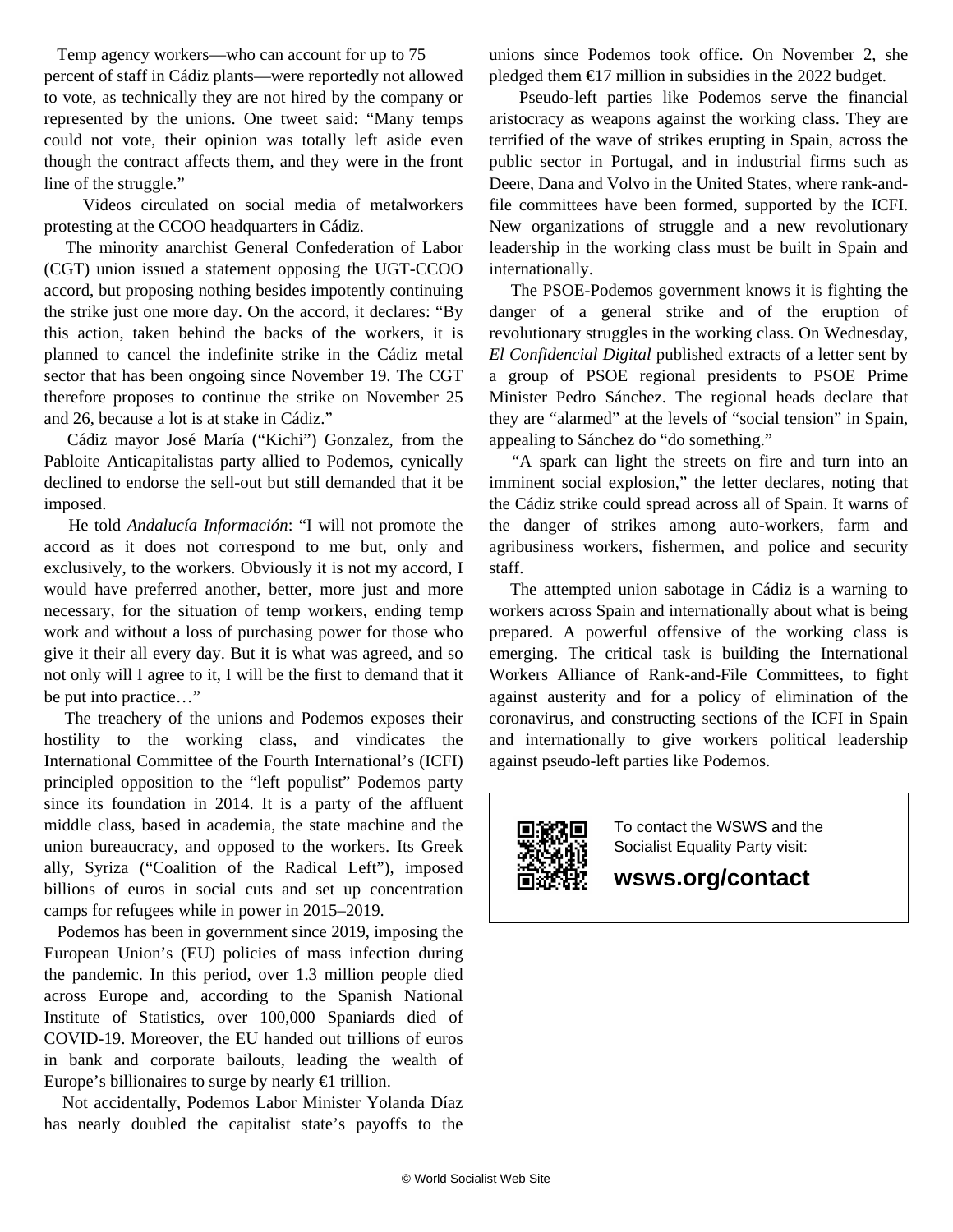Temp agency workers—who can account for up to 75 percent of staff in Cádiz plants—were reportedly not allowed to vote, as technically they are not hired by the company or represented by the unions. One tweet said: "Many temps could not vote, their opinion was totally left aside even though the contract affects them, and they were in the front line of the struggle."

Videos circulated on social media of metalworkers protesting at the CCOO headquarters in Cádiz.

The minority anarchist General Confederation of Labor (CGT) union issued a statement opposing the UGT-CCOO accord, but proposing nothing besides impotently continuing the strike just one more day. On the accord, it declares: "By this action, taken behind the backs of the workers, it is planned to cancel the indefinite strike in the Cádiz metal sector that has been ongoing since November 19. The CGT therefore proposes to continue the strike on November 25 and 26, because a lot is at stake in Cádiz."

Cádiz mayor José María ("Kichi") Gonzalez, from the Pabloite Anticapitalistas party allied to Podemos, cynically declined to endorse the sell-out but still demanded that it be imposed.

He told *Andalucía Información*: "I will not promote the accord as it does not correspond to me but, only and exclusively, to the workers. Obviously it is not my accord, I would have preferred another, better, more just and more necessary, for the situation of temp workers, ending temp work and without a loss of purchasing power for those who give it their all every day. But it is what was agreed, and so not only will I agree to it, I will be the first to demand that it be put into practice…"

The treachery of the unions and Podemos exposes their hostility to the working class, and vindicates the International Committee of the Fourth International's (ICFI) principled opposition to the "left populist" Podemos party since its foundation in 2014. It is a party of the affluent middle class, based in academia, the state machine and the union bureaucracy, and opposed to the workers. Its Greek ally, Syriza ("Coalition of the Radical Left"), imposed billions of euros in social cuts and set up concentration camps for refugees while in power in 2015–2019.

Podemos has been in government since 2019, imposing the European Union's (EU) policies of mass infection during the pandemic. In this period, over 1.3 million people died across Europe and, according to the Spanish National Institute of Statistics, over 100,000 Spaniards died of COVID-19. Moreover, the EU handed out trillions of euros in bank and corporate bailouts, leading the wealth of Europe's billionaires to surge by nearly €1 trillion.

Not accidentally, Podemos Labor Minister Yolanda Díaz has nearly doubled the capitalist state's payoffs to the unions since Podemos took office. On November 2, she pledged them €17 million in subsidies in the 2022 budget.

Pseudo-left parties like Podemos serve the financial aristocracy as weapons against the working class. They are terrified of the wave of strikes erupting in Spain, across the public sector in Portugal, and in industrial firms such as Deere, Dana and Volvo in the United States, where rank-and-file committees have been formed, supported by the ICFI. New organizations of struggle and a new revolutionary leadership in the working class must be built in Spain and internationally.

The PSOE-Podemos government knows it is fighting the danger of a general strike and of the eruption of revolutionary struggles in the working class. On Wednesday, *El Confidencial Digital* published extracts of a letter sent by a group of PSOE regional presidents to PSOE Prime Minister Pedro Sánchez. The regional heads declare that they are "alarmed" at the levels of "social tension" in Spain, appealing to Sánchez do "do something."

"A spark can light the streets on fire and turn into an imminent social explosion," the letter declares, noting that the Cádiz strike could spread across all of Spain. It warns of the danger of strikes among auto-workers, farm and agribusiness workers, fishermen, and police and security staff.

The attempted union sabotage in Cádiz is a warning to workers across Spain and internationally about what is being prepared. A powerful offensive of the working class is emerging. The critical task is building the International Workers Alliance of Rank-and-File Committees, to fight against austerity and for a policy of elimination of the coronavirus, and constructing sections of the ICFI in Spain and internationally to give workers political leadership against pseudo-left parties like Podemos.

To contact the WSWS and the Socialist Equality Party visit:

**wsws.org/contact**